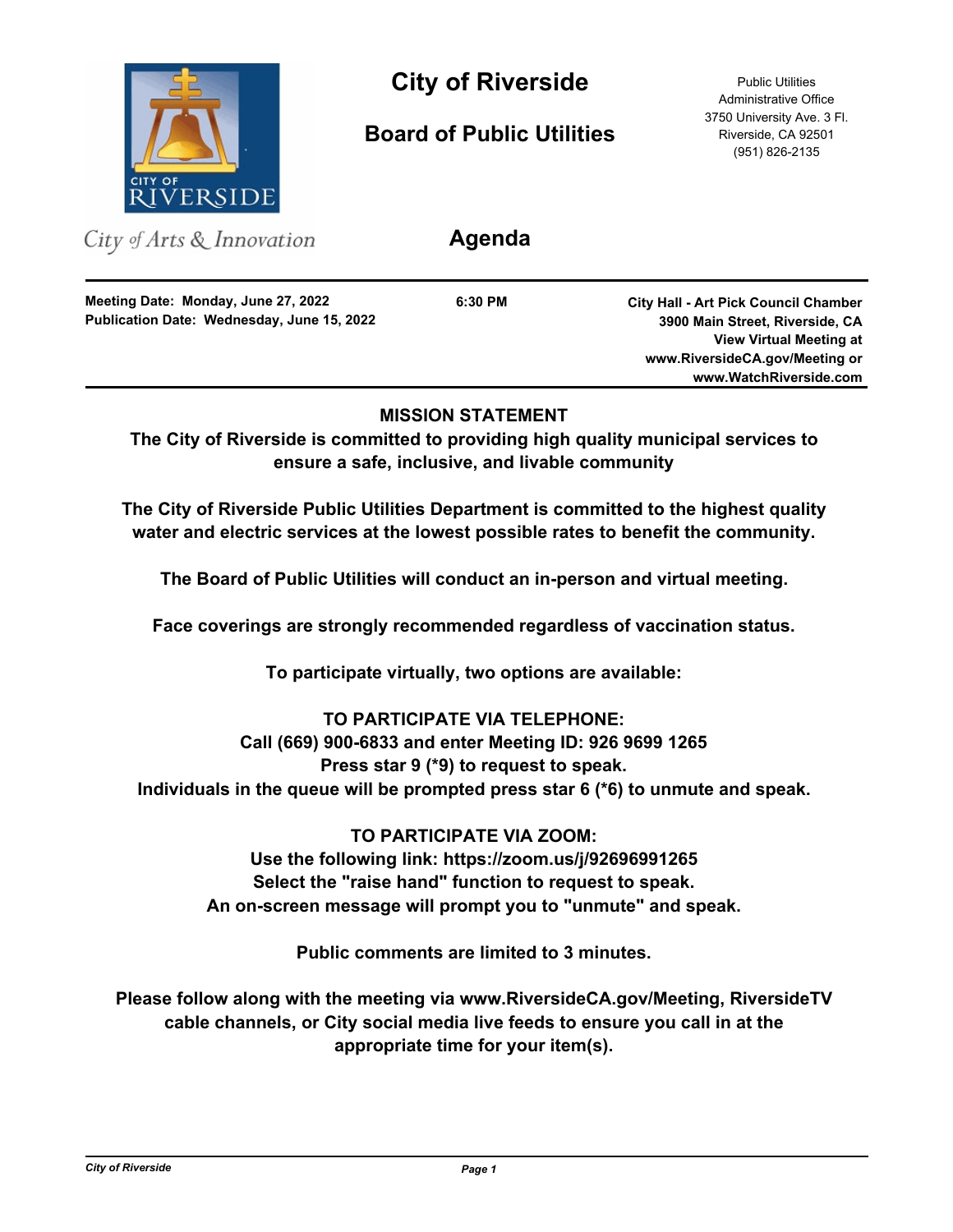# City of Riverside

## Board of Public Utilities

Public Utilities
Administrative Office
3750 University Ave. 3 Fl.
Riverside, CA 92501
(951) 826-2135

*City of Arts & Innovation*

## Agenda

**Meeting Date: Monday, June 27, 2022**
**Publication Date: Wednesday, June 15, 2022**

**6:30 PM**

**City Hall - Art Pick Council Chamber**
**3900 Main Street, Riverside, CA**
**View Virtual Meeting at**
**www.RiversideCA.gov/Meeting or**
**www.WatchRiverside.com**

---

**MISSION STATEMENT**

**The City of Riverside is committed to providing high quality municipal services to ensure a safe, inclusive, and livable community**

**The City of Riverside Public Utilities Department is committed to the highest quality water and electric services at the lowest possible rates to benefit the community.**

**The Board of Public Utilities will conduct an in-person and virtual meeting.**

**Face coverings are strongly recommended regardless of vaccination status.**

**To participate virtually, two options are available:**

**TO PARTICIPATE VIA TELEPHONE:**
**Call (669) 900-6833 and enter Meeting ID: 926 9699 1265**
**Press star 9 (*9) to request to speak.**
**Individuals in the queue will be prompted press star 6 (*6) to unmute and speak.**

**TO PARTICIPATE VIA ZOOM:**
**Use the following link: https://zoom.us/j/92696991265**
**Select the "raise hand" function to request to speak.**
**An on-screen message will prompt you to "unmute" and speak.**

**Public comments are limited to 3 minutes.**

**Please follow along with the meeting via www.RiversideCA.gov/Meeting, RiversideTV cable channels, or City social media live feeds to ensure you call in at the appropriate time for your item(s).**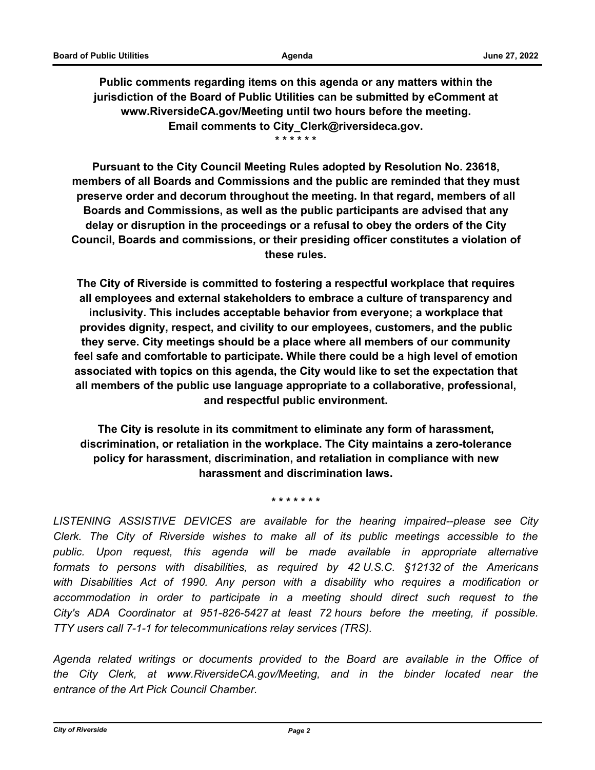**Public comments regarding items on this agenda or any matters within the jurisdiction of the Board of Public Utilities can be submitted by eComment at www.RiversideCA.gov/Meeting until two hours before the meeting. Email comments to City_Clerk@riversideca.gov.**

**\* \* \* \* \* \***

**Pursuant to the City Council Meeting Rules adopted by Resolution No. 23618, members of all Boards and Commissions and the public are reminded that they must preserve order and decorum throughout the meeting. In that regard, members of all Boards and Commissions, as well as the public participants are advised that any delay or disruption in the proceedings or a refusal to obey the orders of the City Council, Boards and commissions, or their presiding officer constitutes a violation of these rules.**

**The City of Riverside is committed to fostering a respectful workplace that requires all employees and external stakeholders to embrace a culture of transparency and inclusivity. This includes acceptable behavior from everyone; a workplace that provides dignity, respect, and civility to our employees, customers, and the public they serve. City meetings should be a place where all members of our community feel safe and comfortable to participate. While there could be a high level of emotion associated with topics on this agenda, the City would like to set the expectation that all members of the public use language appropriate to a collaborative, professional, and respectful public environment.**

**The City is resolute in its commitment to eliminate any form of harassment, discrimination, or retaliation in the workplace. The City maintains a zero-tolerance policy for harassment, discrimination, and retaliation in compliance with new harassment and discrimination laws.**

**\* \* \* \* \* \* \***

*LISTENING ASSISTIVE DEVICES are available for the hearing impaired--please see City Clerk. The City of Riverside wishes to make all of its public meetings accessible to the public. Upon request, this agenda will be made available in appropriate alternative formats to persons with disabilities, as required by 42 U.S.C. §12132 of the Americans with Disabilities Act of 1990. Any person with a disability who requires a modification or accommodation in order to participate in a meeting should direct such request to the City's ADA Coordinator at 951-826-5427 at least 72 hours before the meeting, if possible. TTY users call 7-1-1 for telecommunications relay services (TRS).*

*Agenda related writings or documents provided to the Board are available in the Office of the City Clerk, at www.RiversideCA.gov/Meeting, and in the binder located near the entrance of the Art Pick Council Chamber.*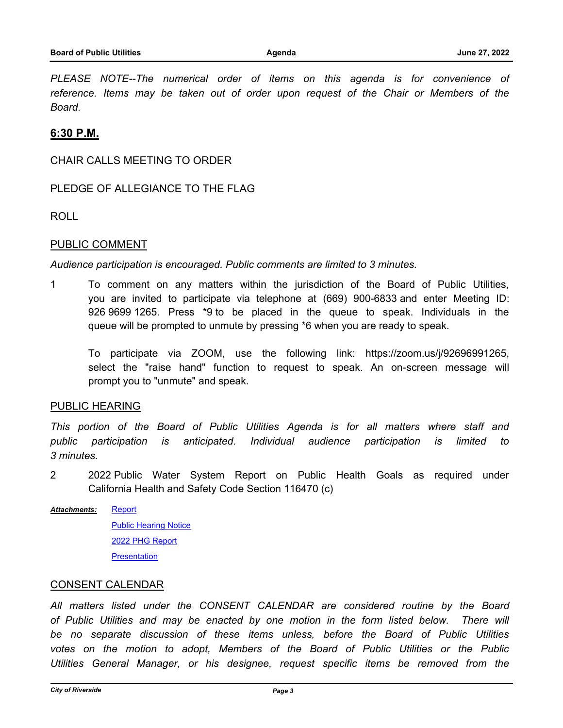*PLEASE NOTE--The numerical order of items on this agenda is for convenience of reference. Items may be taken out of order upon request of the Chair or Members of the Board.*

## 6:30 P.M.

CHAIR CALLS MEETING TO ORDER

PLEDGE OF ALLEGIANCE TO THE FLAG

ROLL

### PUBLIC COMMENT

*Audience participation is encouraged. Public comments are limited to 3 minutes.*

1 To comment on any matters within the jurisdiction of the Board of Public Utilities, you are invited to participate via telephone at (669) 900-6833 and enter Meeting ID: 926 9699 1265. Press *9 to be placed in the queue to speak. Individuals in the queue will be prompted to unmute by pressing *6 when you are ready to speak.

To participate via ZOOM, use the following link: https://zoom.us/j/92696991265, select the "raise hand" function to request to speak. An on-screen message will prompt you to "unmute" and speak.

### PUBLIC HEARING

*This portion of the Board of Public Utilities Agenda is for all matters where staff and public participation is anticipated. Individual audience participation is limited to 3 minutes.*

2 2022 Public Water System Report on Public Health Goals as required under California Health and Safety Code Section 116470 (c)

***Attachments:*** Report
Public Hearing Notice
2022 PHG Report
Presentation

### CONSENT CALENDAR

*All matters listed under the CONSENT CALENDAR are considered routine by the Board of Public Utilities and may be enacted by one motion in the form listed below. There will be no separate discussion of these items unless, before the Board of Public Utilities votes on the motion to adopt, Members of the Board of Public Utilities or the Public Utilities General Manager, or his designee, request specific items be removed from the*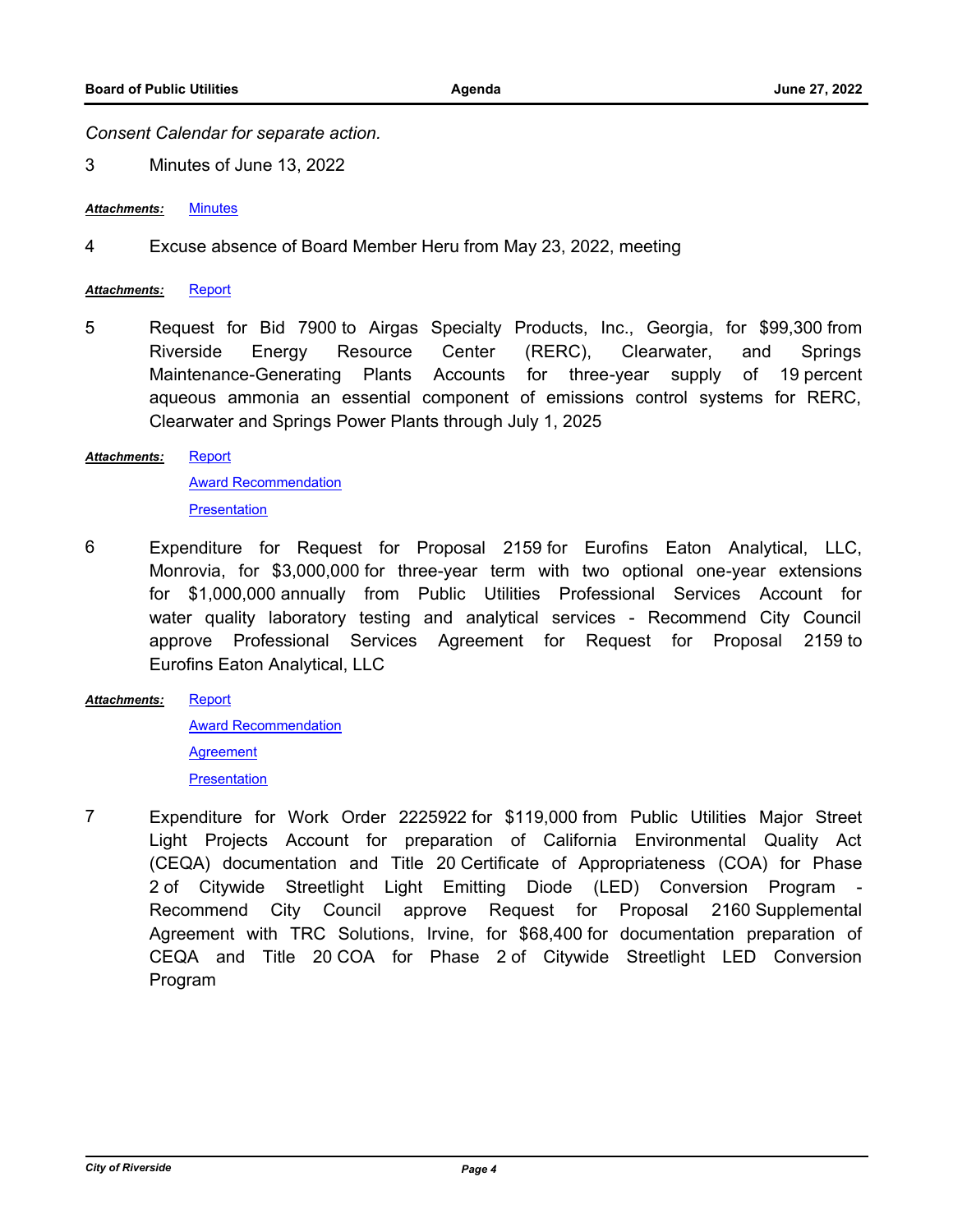*Consent Calendar for separate action.*

3 Minutes of June 13, 2022

***Attachments:*** Minutes

4 Excuse absence of Board Member Heru from May 23, 2022, meeting

***Attachments:*** Report

5 Request for Bid 7900 to Airgas Specialty Products, Inc., Georgia, for $99,300 from Riverside Energy Resource Center (RERC), Clearwater, and Springs Maintenance-Generating Plants Accounts for three-year supply of 19 percent aqueous ammonia an essential component of emissions control systems for RERC, Clearwater and Springs Power Plants through July 1, 2025

***Attachments:*** Report
Award Recommendation
Presentation

6 Expenditure for Request for Proposal 2159 for Eurofins Eaton Analytical, LLC, Monrovia, for $3,000,000 for three-year term with two optional one-year extensions for $1,000,000 annually from Public Utilities Professional Services Account for water quality laboratory testing and analytical services - Recommend City Council approve Professional Services Agreement for Request for Proposal 2159 to Eurofins Eaton Analytical, LLC

***Attachments:*** Report
Award Recommendation
Agreement
Presentation

7 Expenditure for Work Order 2225922 for $119,000 from Public Utilities Major Street Light Projects Account for preparation of California Environmental Quality Act (CEQA) documentation and Title 20 Certificate of Appropriateness (COA) for Phase 2 of Citywide Streetlight Light Emitting Diode (LED) Conversion Program - Recommend City Council approve Request for Proposal 2160 Supplemental Agreement with TRC Solutions, Irvine, for $68,400 for documentation preparation of CEQA and Title 20 COA for Phase 2 of Citywide Streetlight LED Conversion Program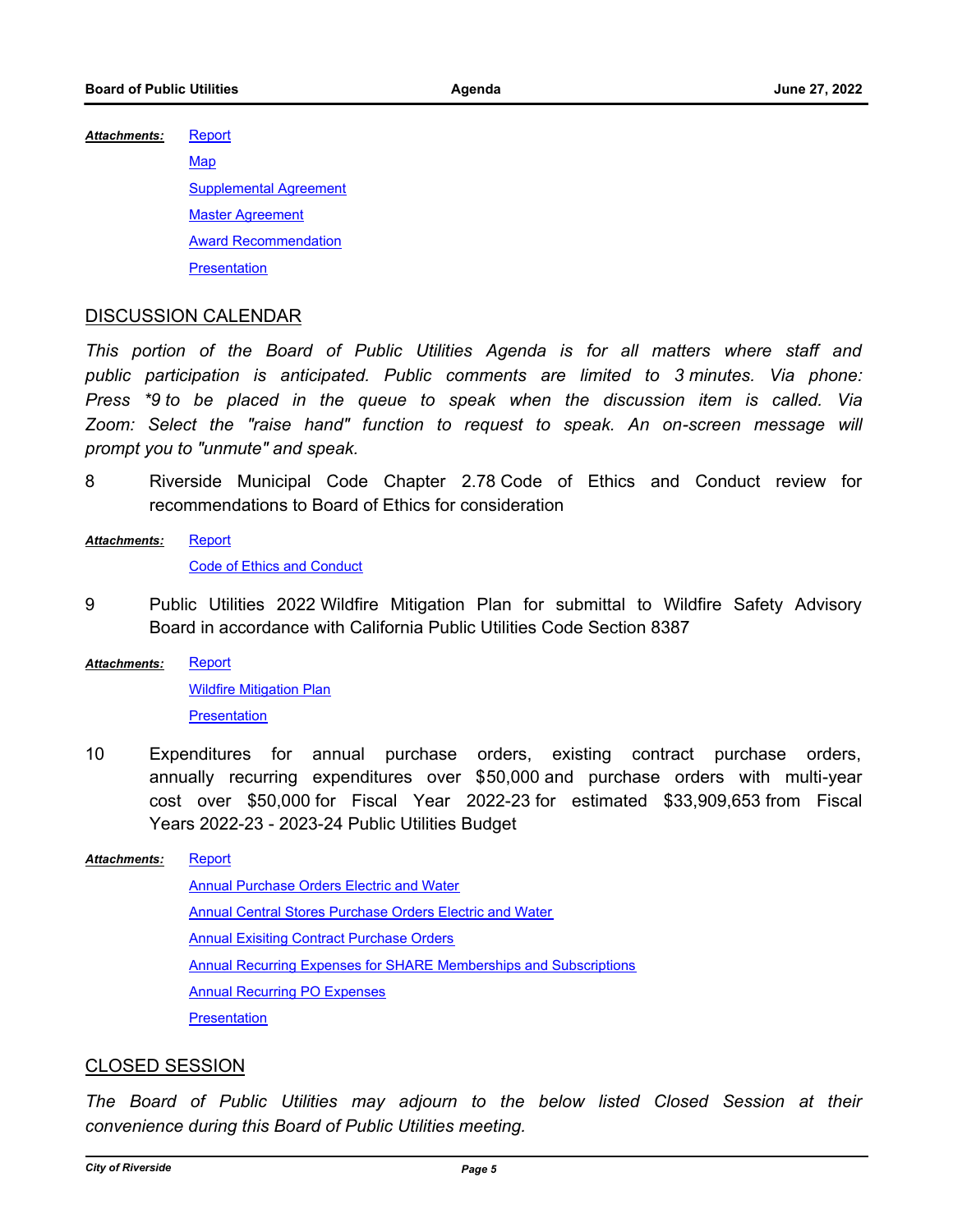***Attachments:*** Report

Map

Supplemental Agreement

Master Agreement

Award Recommendation

Presentation

## DISCUSSION CALENDAR

*This portion of the Board of Public Utilities Agenda is for all matters where staff and public participation is anticipated. Public comments are limited to 3 minutes. Via phone: Press *9 to be placed in the queue to speak when the discussion item is called. Via Zoom: Select the "raise hand" function to request to speak. An on-screen message will prompt you to "unmute" and speak.*

8 Riverside Municipal Code Chapter 2.78 Code of Ethics and Conduct review for recommendations to Board of Ethics for consideration

***Attachments:*** Report

Code of Ethics and Conduct

9 Public Utilities 2022 Wildfire Mitigation Plan for submittal to Wildfire Safety Advisory Board in accordance with California Public Utilities Code Section 8387

***Attachments:*** Report

Wildfire Mitigation Plan

Presentation

10 Expenditures for annual purchase orders, existing contract purchase orders, annually recurring expenditures over $50,000 and purchase orders with multi-year cost over $50,000 for Fiscal Year 2022-23 for estimated $33,909,653 from Fiscal Years 2022-23 - 2023-24 Public Utilities Budget

***Attachments:*** Report

Annual Purchase Orders Electric and Water

Annual Central Stores Purchase Orders Electric and Water

Annual Exisiting Contract Purchase Orders

Annual Recurring Expenses for SHARE Memberships and Subscriptions

Annual Recurring PO Expenses

Presentation

## CLOSED SESSION

*The Board of Public Utilities may adjourn to the below listed Closed Session at their convenience during this Board of Public Utilities meeting.*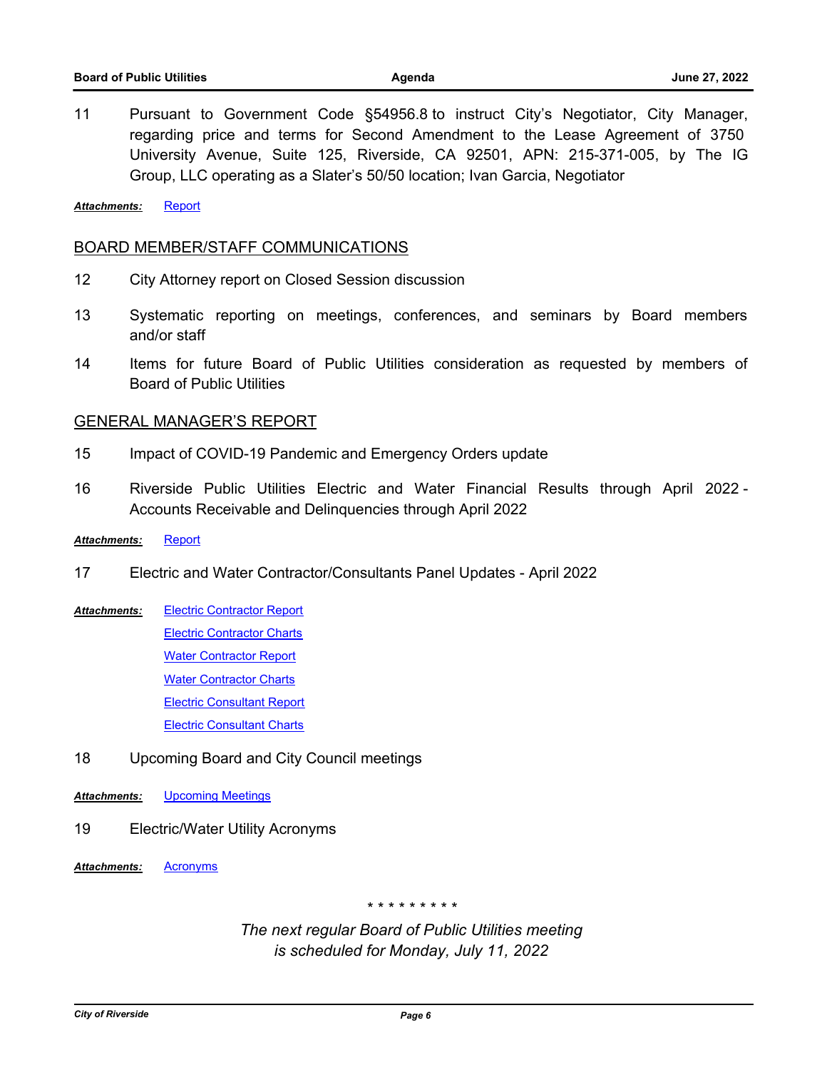11 Pursuant to Government Code §54956.8 to instruct City's Negotiator, City Manager, regarding price and terms for Second Amendment to the Lease Agreement of 3750 University Avenue, Suite 125, Riverside, CA 92501, APN: 215-371-005, by The IG Group, LLC operating as a Slater's 50/50 location; Ivan Garcia, Negotiator

***Attachments:*** Report

## BOARD MEMBER/STAFF COMMUNICATIONS

12 City Attorney report on Closed Session discussion

13 Systematic reporting on meetings, conferences, and seminars by Board members and/or staff

14 Items for future Board of Public Utilities consideration as requested by members of Board of Public Utilities

## GENERAL MANAGER'S REPORT

15 Impact of COVID-19 Pandemic and Emergency Orders update

16 Riverside Public Utilities Electric and Water Financial Results through April 2022 - Accounts Receivable and Delinquencies through April 2022

***Attachments:*** Report

17 Electric and Water Contractor/Consultants Panel Updates - April 2022

***Attachments:*** Electric Contractor Report
Electric Contractor Charts
Water Contractor Report
Water Contractor Charts
Electric Consultant Report
Electric Consultant Charts

18 Upcoming Board and City Council meetings

***Attachments:*** Upcoming Meetings

19 Electric/Water Utility Acronyms

***Attachments:*** Acronyms

\* \* \* \* \* \* \* \* \*

*The next regular Board of Public Utilities meeting is scheduled for Monday, July 11, 2022*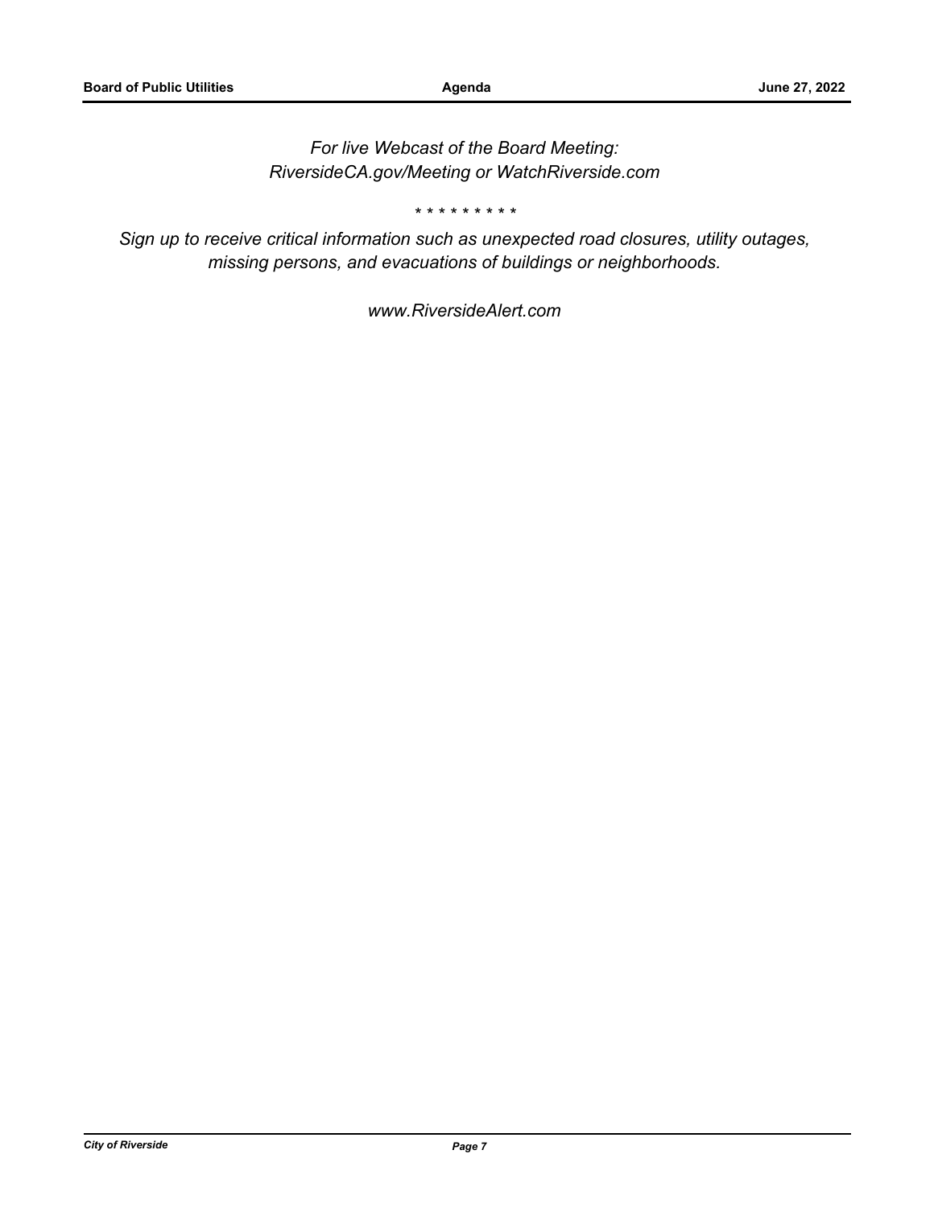*For live Webcast of the Board Meeting:*
*RiversideCA.gov/Meeting or WatchRiverside.com*

\* \* \* \* \* \* \* \* \*

*Sign up to receive critical information such as unexpected road closures, utility outages, missing persons, and evacuations of buildings or neighborhoods.*

*www.RiversideAlert.com*